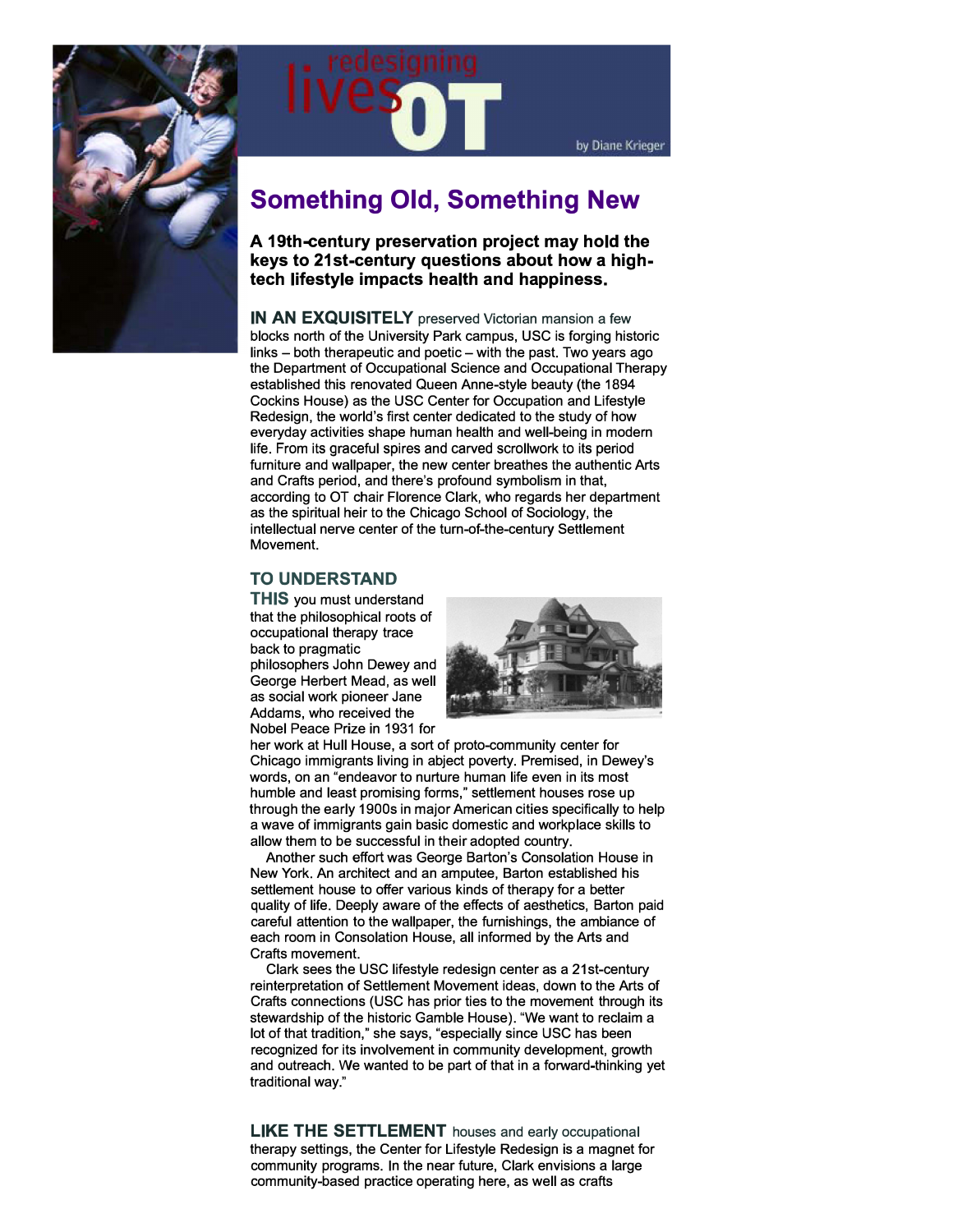redesigning lives OT

by Diane Krieger

# Something Old, Something New

**A 19th-century preservation project may hold the keys to 21st-century questions about how a high-tech lifestyle impacts health and happiness.**

**IN AN EXQUISITELY** preserved Victorian mansion a few blocks north of the University Park campus, USC is forging historic links – both therapeutic and poetic – with the past. Two years ago the Department of Occupational Science and Occupational Therapy established this renovated Queen Anne-style beauty (the 1894 Cockins House) as the USC Center for Occupation and Lifestyle Redesign, the world's first center dedicated to the study of how everyday activities shape human health and well-being in modern life. From its graceful spires and carved scrollwork to its period furniture and wallpaper, the new center breathes the authentic Arts and Crafts period, and there's profound symbolism in that, according to OT chair Florence Clark, who regards her department as the spiritual heir to the Chicago School of Sociology, the intellectual nerve center of the turn-of-the-century Settlement Movement.

**TO UNDERSTAND THIS** you must understand that the philosophical roots of occupational therapy trace back to pragmatic philosophers John Dewey and George Herbert Mead, as well as social work pioneer Jane Addams, who received the Nobel Peace Prize in 1931 for her work at Hull House, a sort of proto-community center for Chicago immigrants living in abject poverty. Premised, in Dewey's words, on an "endeavor to nurture human life even in its most humble and least promising forms," settlement houses rose up through the early 1900s in major American cities specifically to help a wave of immigrants gain basic domestic and workplace skills to allow them to be successful in their adopted country.

Another such effort was George Barton's Consolation House in New York. An architect and an amputee, Barton established his settlement house to offer various kinds of therapy for a better quality of life. Deeply aware of the effects of aesthetics, Barton paid careful attention to the wallpaper, the furnishings, the ambiance of each room in Consolation House, all informed by the Arts and Crafts movement.

Clark sees the USC lifestyle redesign center as a 21st-century reinterpretation of Settlement Movement ideas, down to the Arts of Crafts connections (USC has prior ties to the movement through its stewardship of the historic Gamble House). "We want to reclaim a lot of that tradition," she says, "especially since USC has been recognized for its involvement in community development, growth and outreach. We wanted to be part of that in a forward-thinking yet traditional way."

**LIKE THE SETTLEMENT** houses and early occupational therapy settings, the Center for Lifestyle Redesign is a magnet for community programs. In the near future, Clark envisions a large community-based practice operating here, as well as crafts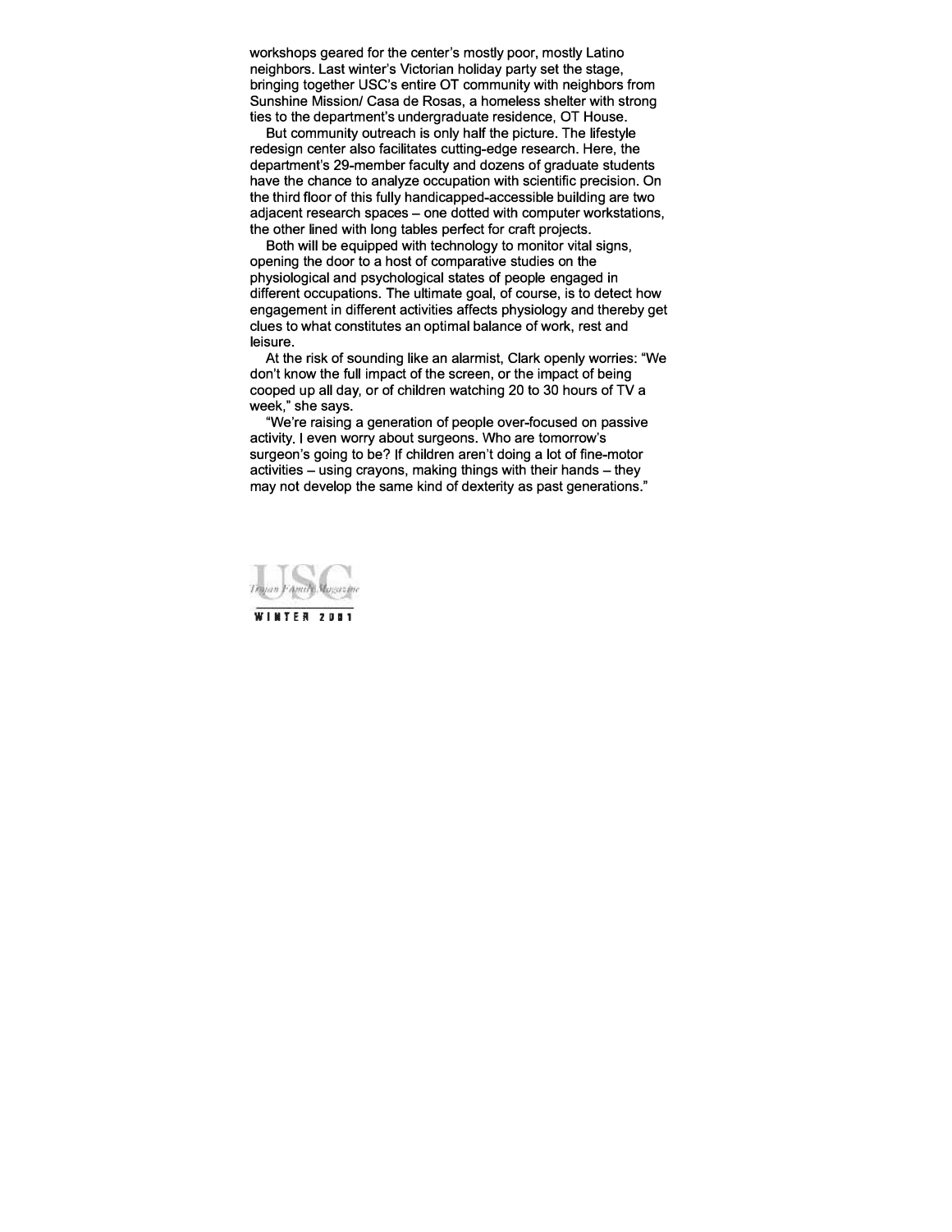workshops geared for the center's mostly poor, mostly Latino neighbors. Last winter's Victorian holiday party set the stage, bringing together USC's entire OT community with neighbors from Sunshine Mission/ Casa de Rosas, a homeless shelter with strong ties to the department's undergraduate residence, OT House.

But community outreach is only half the picture. The lifestyle redesign center also facilitates cutting-edge research. Here, the department's 29-member faculty and dozens of graduate students have the chance to analyze occupation with scientific precision. On the third floor of this fully handicapped-accessible building are two adjacent research spaces – one dotted with computer workstations, the other lined with long tables perfect for craft projects.

Both will be equipped with technology to monitor vital signs, opening the door to a host of comparative studies on the physiological and psychological states of people engaged in different occupations. The ultimate goal, of course, is to detect how engagement in different activities affects physiology and thereby get clues to what constitutes an optimal balance of work, rest and leisure.

At the risk of sounding like an alarmist, Clark openly worries: "We don't know the full impact of the screen, or the impact of being cooped up all day, or of children watching 20 to 30 hours of TV a week," she says.

"We're raising a generation of people over-focused on passive activity. I even worry about surgeons. Who are tomorrow's surgeon's going to be? If children aren't doing a lot of fine-motor activities – using crayons, making things with their hands – they may not develop the same kind of dexterity as past generations."